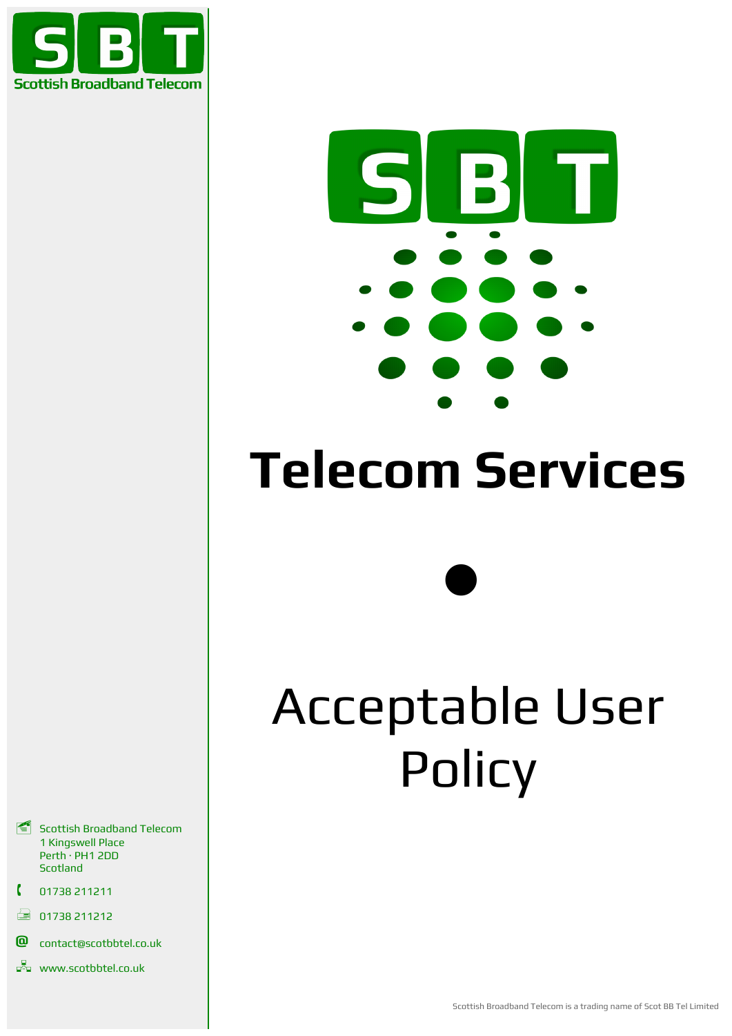SBT

Scottish Broadband Telecom

# Telecom Services

●

# Acceptable User Policy

Scottish Broadband Telecom
1 Kingswell Place
Perth · PH1 2DD
Scotland

01738 211211

01738 211212

contact@scotbbtel.co.uk

www.scotbbtel.co.uk

Scottish Broadband Telecom is a trading name of Scot BB Tel Limited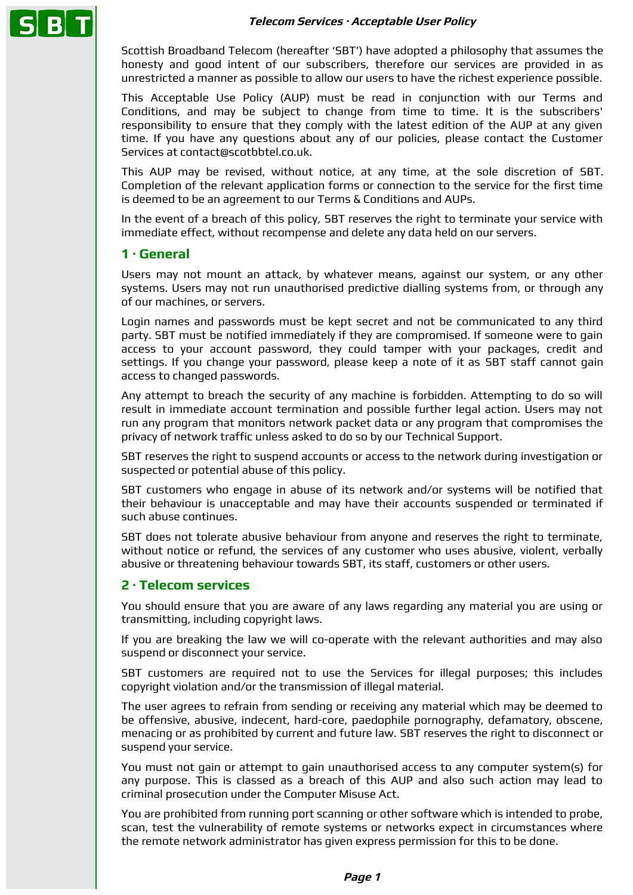Scottish Broadband Telecom (hereafter 'SBT') have adopted a philosophy that assumes the honesty and good intent of our subscribers, therefore our services are provided in as unrestricted a manner as possible to allow our users to have the richest experience possible.

This Acceptable Use Policy (AUP) must be read in conjunction with our Terms and Conditions, and may be subject to change from time to time. It is the subscribers' responsibility to ensure that they comply with the latest edition of the AUP at any given time. If you have any questions about any of our policies, please contact the Customer Services at contact@scotbbtel.co.uk.

This AUP may be revised, without notice, at any time, at the sole discretion of SBT. Completion of the relevant application forms or connection to the service for the first time is deemed to be an agreement to our Terms & Conditions and AUPs.

In the event of a breach of this policy, SBT reserves the right to terminate your service with immediate effect, without recompense and delete any data held on our servers.

## 1 · General

Users may not mount an attack, by whatever means, against our system, or any other systems. Users may not run unauthorised predictive dialling systems from, or through any of our machines, or servers.

Login names and passwords must be kept secret and not be communicated to any third party. SBT must be notified immediately if they are compromised. If someone were to gain access to your account password, they could tamper with your packages, credit and settings. If you change your password, please keep a note of it as SBT staff cannot gain access to changed passwords.

Any attempt to breach the security of any machine is forbidden. Attempting to do so will result in immediate account termination and possible further legal action. Users may not run any program that monitors network packet data or any program that compromises the privacy of network traffic unless asked to do so by our Technical Support.

SBT reserves the right to suspend accounts or access to the network during investigation or suspected or potential abuse of this policy.

SBT customers who engage in abuse of its network and/or systems will be notified that their behaviour is unacceptable and may have their accounts suspended or terminated if such abuse continues.

SBT does not tolerate abusive behaviour from anyone and reserves the right to terminate, without notice or refund, the services of any customer who uses abusive, violent, verbally abusive or threatening behaviour towards SBT, its staff, customers or other users.

## 2 · Telecom services

You should ensure that you are aware of any laws regarding any material you are using or transmitting, including copyright laws.

If you are breaking the law we will co-operate with the relevant authorities and may also suspend or disconnect your service.

SBT customers are required not to use the Services for illegal purposes; this includes copyright violation and/or the transmission of illegal material.

The user agrees to refrain from sending or receiving any material which may be deemed to be offensive, abusive, indecent, hard-core, paedophile pornography, defamatory, obscene, menacing or as prohibited by current and future law. SBT reserves the right to disconnect or suspend your service.

You must not gain or attempt to gain unauthorised access to any computer system(s) for any purpose. This is classed as a breach of this AUP and also such action may lead to criminal prosecution under the Computer Misuse Act.

You are prohibited from running port scanning or other software which is intended to probe, scan, test the vulnerability of remote systems or networks expect in circumstances where the remote network administrator has given express permission for this to be done.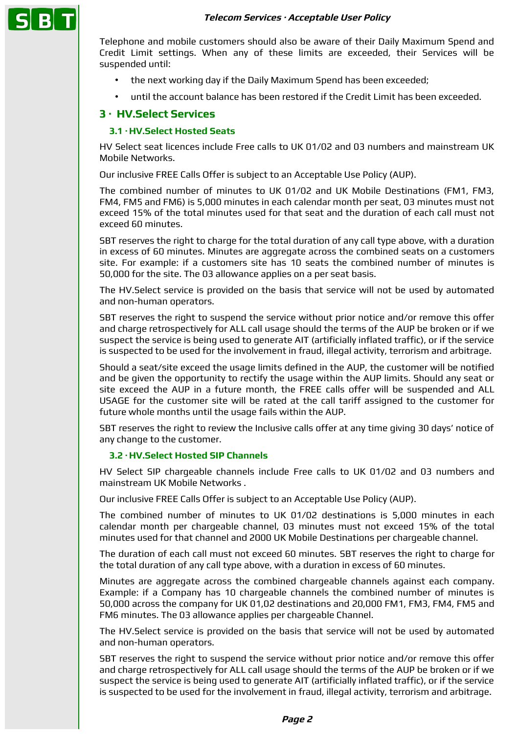Telephone and mobile customers should also be aware of their Daily Maximum Spend and Credit Limit settings. When any of these limits are exceeded, their Services will be suspended until:

- the next working day if the Daily Maximum Spend has been exceeded;
- until the account balance has been restored if the Credit Limit has been exceeded.

## 3 · HV.Select Services

### 3.1 · HV.Select Hosted Seats

HV Select seat licences include Free calls to UK 01/02 and 03 numbers and mainstream UK Mobile Networks.

Our inclusive FREE Calls Offer is subject to an Acceptable Use Policy (AUP).

The combined number of minutes to UK 01/02 and UK Mobile Destinations (FM1, FM3, FM4, FM5 and FM6) is 5,000 minutes in each calendar month per seat, 03 minutes must not exceed 15% of the total minutes used for that seat and the duration of each call must not exceed 60 minutes.

SBT reserves the right to charge for the total duration of any call type above, with a duration in excess of 60 minutes. Minutes are aggregate across the combined seats on a customers site. For example: if a customers site has 10 seats the combined number of minutes is 50,000 for the site. The 03 allowance applies on a per seat basis.

The HV.Select service is provided on the basis that service will not be used by automated and non-human operators.

SBT reserves the right to suspend the service without prior notice and/or remove this offer and charge retrospectively for ALL call usage should the terms of the AUP be broken or if we suspect the service is being used to generate AIT (artificially inflated traffic), or if the service is suspected to be used for the involvement in fraud, illegal activity, terrorism and arbitrage.

Should a seat/site exceed the usage limits defined in the AUP, the customer will be notified and be given the opportunity to rectify the usage within the AUP limits. Should any seat or site exceed the AUP in a future month, the FREE calls offer will be suspended and ALL USAGE for the customer site will be rated at the call tariff assigned to the customer for future whole months until the usage fails within the AUP.

SBT reserves the right to review the Inclusive calls offer at any time giving 30 days' notice of any change to the customer.

### 3.2 · HV.Select Hosted SIP Channels

HV Select SIP chargeable channels include Free calls to UK 01/02 and 03 numbers and mainstream UK Mobile Networks .

Our inclusive FREE Calls Offer is subject to an Acceptable Use Policy (AUP).

The combined number of minutes to UK 01/02 destinations is 5,000 minutes in each calendar month per chargeable channel, 03 minutes must not exceed 15% of the total minutes used for that channel and 2000 UK Mobile Destinations per chargeable channel.

The duration of each call must not exceed 60 minutes. SBT reserves the right to charge for the total duration of any call type above, with a duration in excess of 60 minutes.

Minutes are aggregate across the combined chargeable channels against each company. Example: if a Company has 10 chargeable channels the combined number of minutes is 50,000 across the company for UK 01,02 destinations and 20,000 FM1, FM3, FM4, FM5 and FM6 minutes. The 03 allowance applies per chargeable Channel.

The HV.Select service is provided on the basis that service will not be used by automated and non-human operators.

SBT reserves the right to suspend the service without prior notice and/or remove this offer and charge retrospectively for ALL call usage should the terms of the AUP be broken or if we suspect the service is being used to generate AIT (artificially inflated traffic), or if the service is suspected to be used for the involvement in fraud, illegal activity, terrorism and arbitrage.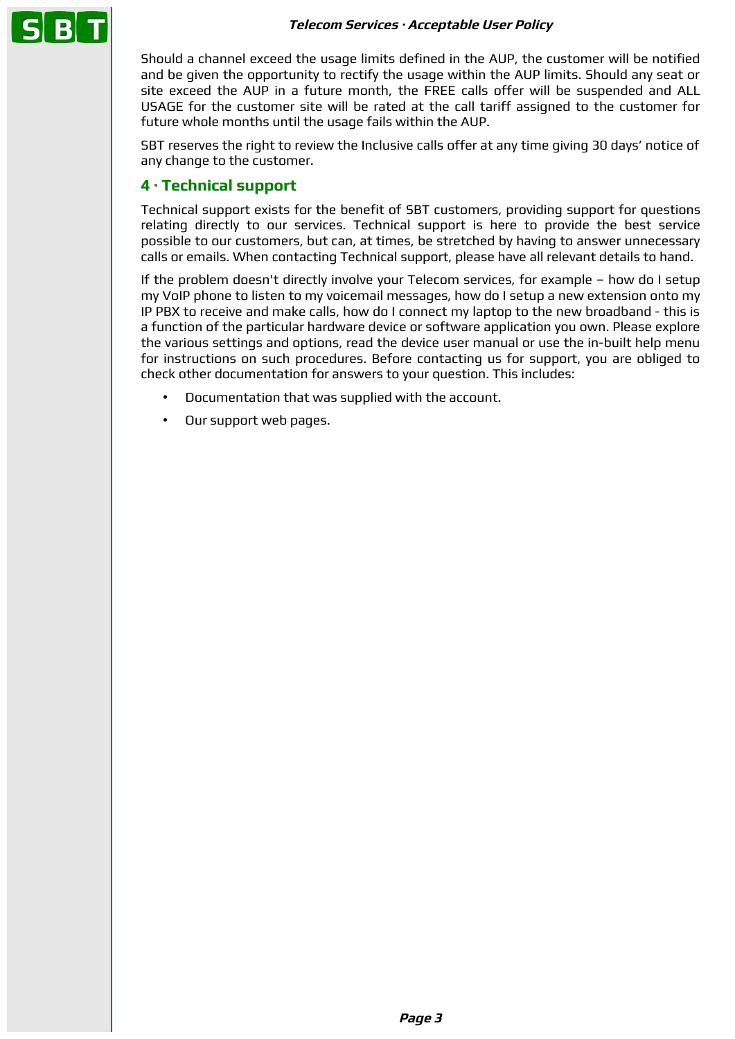Should a channel exceed the usage limits defined in the AUP, the customer will be notified and be given the opportunity to rectify the usage within the AUP limits. Should any seat or site exceed the AUP in a future month, the FREE calls offer will be suspended and ALL USAGE for the customer site will be rated at the call tariff assigned to the customer for future whole months until the usage fails within the AUP.

SBT reserves the right to review the Inclusive calls offer at any time giving 30 days' notice of any change to the customer.

## 4 · Technical support

Technical support exists for the benefit of SBT customers, providing support for questions relating directly to our services. Technical support is here to provide the best service possible to our customers, but can, at times, be stretched by having to answer unnecessary calls or emails. When contacting Technical support, please have all relevant details to hand.

If the problem doesn't directly involve your Telecom services, for example – how do I setup my VoIP phone to listen to my voicemail messages, how do I setup a new extension onto my IP PBX to receive and make calls, how do I connect my laptop to the new broadband - this is a function of the particular hardware device or software application you own. Please explore the various settings and options, read the device user manual or use the in-built help menu for instructions on such procedures. Before contacting us for support, you are obliged to check other documentation for answers to your question. This includes:

- Documentation that was supplied with the account.
- Our support web pages.